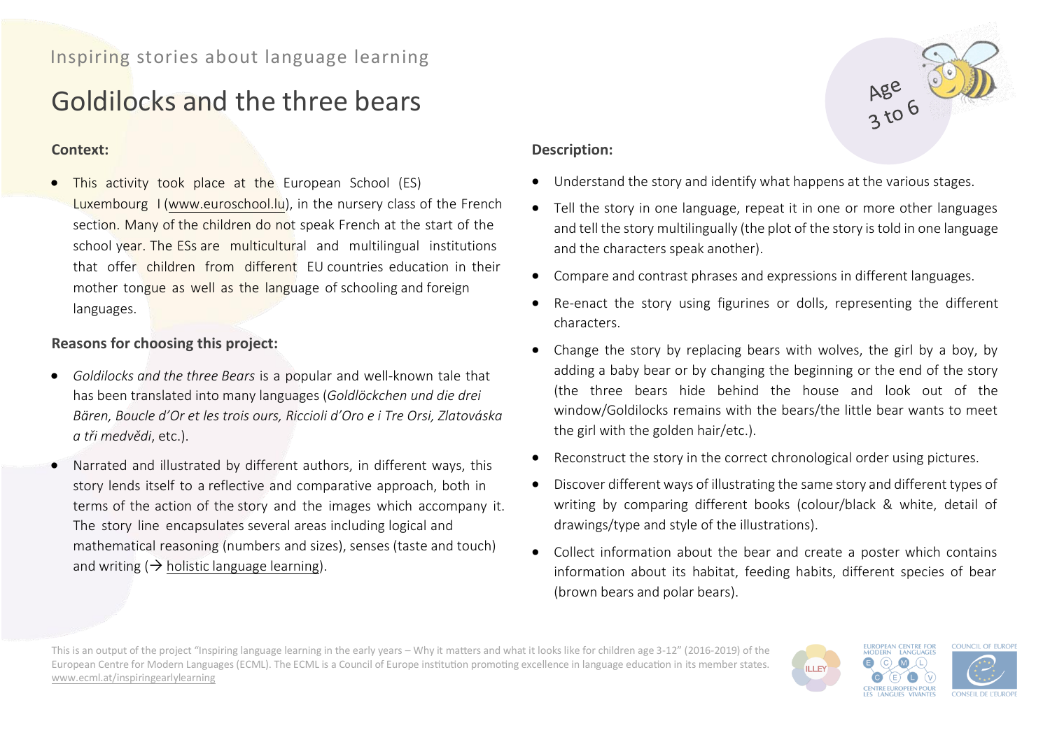Inspiring stories about language learning

# Goldilocks and the three bears

Age 3 to 6

**Context:**

- This activity took place at the European School (ES) Luxembourg I (www.euroschool.lu), in the nursery class of the French section. Many of the children do not speak French at the start of the school year. The ESs are multicultural and multilingual institutions that offer children from different EU countries education in their mother tongue as well as the language of schooling and foreign languages.

**Reasons for choosing this project:**

- *Goldilocks and the three Bears* is a popular and well-known tale that has been translated into many languages (*Goldlöckchen und die drei Bären, Boucle d'Or et les trois ours, Riccioli d'Oro e i Tre Orsi, Zlatováska a tři medvědi*, etc.).
- Narrated and illustrated by different authors, in different ways, this story lends itself to a reflective and comparative approach, both in terms of the action of the story and the images which accompany it. The story line encapsulates several areas including logical and mathematical reasoning (numbers and sizes), senses (taste and touch) and writing (→ holistic language learning).

**Description:**

- Understand the story and identify what happens at the various stages.
- Tell the story in one language, repeat it in one or more other languages and tell the story multilingually (the plot of the story is told in one language and the characters speak another).
- Compare and contrast phrases and expressions in different languages.
- Re-enact the story using figurines or dolls, representing the different characters.
- Change the story by replacing bears with wolves, the girl by a boy, by adding a baby bear or by changing the beginning or the end of the story (the three bears hide behind the house and look out of the window/Goldilocks remains with the bears/the little bear wants to meet the girl with the golden hair/etc.).
- Reconstruct the story in the correct chronological order using pictures.
- Discover different ways of illustrating the same story and different types of writing by comparing different books (colour/black & white, detail of drawings/type and style of the illustrations).
- Collect information about the bear and create a poster which contains information about its habitat, feeding habits, different species of bear (brown bears and polar bears).

This is an output of the project "Inspiring language learning in the early years – Why it matters and what it looks like for children age 3-12" (2016-2019) of the European Centre for Modern Languages (ECML). The ECML is a Council of Europe institution promoting excellence in language education in its member states. www.ecml.at/inspiringearlylearning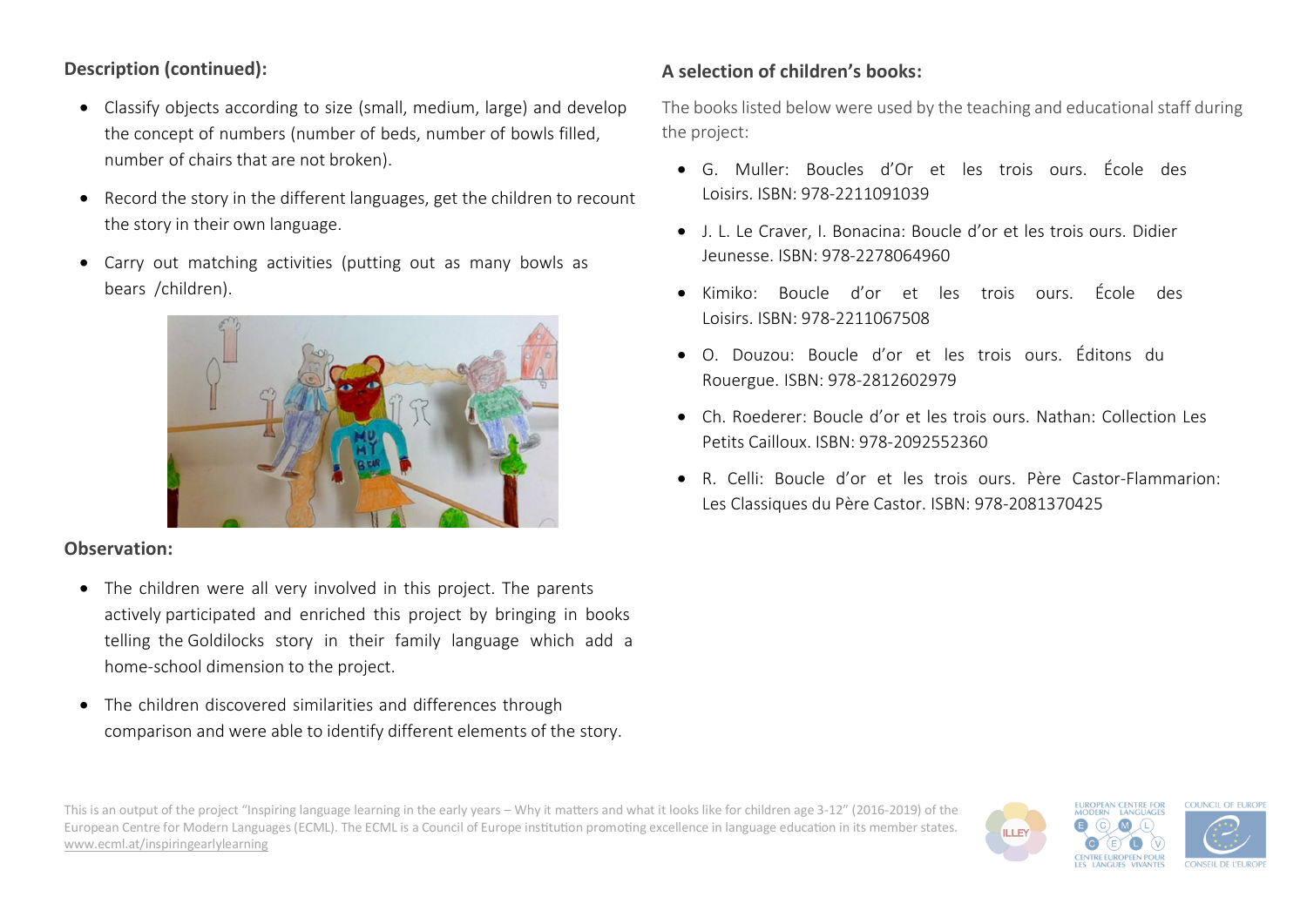### Description (continued):

- Classify objects according to size (small, medium, large) and develop the concept of numbers (number of beds, number of bowls filled, number of chairs that are not broken).
- Record the story in the different languages, get the children to recount the story in their own language.
- Carry out matching activities (putting out as many bowls as bears /children).

### Observation:

- The children were all very involved in this project. The parents actively participated and enriched this project by bringing in books telling the Goldilocks story in their family language which add a home-school dimension to the project.
- The children discovered similarities and differences through comparison and were able to identify different elements of the story.

### A selection of children's books:

The books listed below were used by the teaching and educational staff during the project:

- G. Muller: Boucles d'Or et les trois ours. École des Loisirs. ISBN: 978-2211091039
- J. L. Le Craver, I. Bonacina: Boucle d'or et les trois ours. Didier Jeunesse. ISBN: 978-2278064960
- Kimiko: Boucle d'or et les trois ours. École des Loisirs. ISBN: 978-2211067508
- O. Douzou: Boucle d'or et les trois ours. Éditons du Rouergue. ISBN: 978-2812602979
- Ch. Roederer: Boucle d'or et les trois ours. Nathan: Collection Les Petits Cailloux. ISBN: 978-2092552360
- R. Celli: Boucle d'or et les trois ours. Père Castor-Flammarion: Les Classiques du Père Castor. ISBN: 978-2081370425

This is an output of the project "Inspiring language learning in the early years – Why it matters and what it looks like for children age 3-12" (2016-2019) of the European Centre for Modern Languages (ECML). The ECML is a Council of Europe institution promoting excellence in language education in its member states. www.ecml.at/inspiringearlylearning